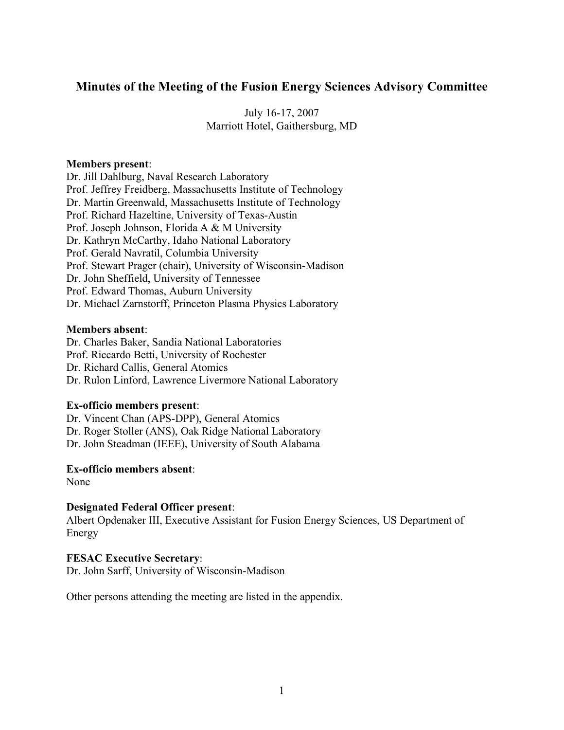# Minutes of the Meeting of the Fusion Energy Sciences Advisory Committee

July 16-17, 2007
Marriott Hotel, Gaithersburg, MD

**Members present**:
Dr. Jill Dahlburg, Naval Research Laboratory
Prof. Jeffrey Freidberg, Massachusetts Institute of Technology
Dr. Martin Greenwald, Massachusetts Institute of Technology
Prof. Richard Hazeltine, University of Texas-Austin
Prof. Joseph Johnson, Florida A & M University
Dr. Kathryn McCarthy, Idaho National Laboratory
Prof. Gerald Navratil, Columbia University
Prof. Stewart Prager (chair), University of Wisconsin-Madison
Dr. John Sheffield, University of Tennessee
Prof. Edward Thomas, Auburn University
Dr. Michael Zarnstorff, Princeton Plasma Physics Laboratory

**Members absent**:
Dr. Charles Baker, Sandia National Laboratories
Prof. Riccardo Betti, University of Rochester
Dr. Richard Callis, General Atomics
Dr. Rulon Linford, Lawrence Livermore National Laboratory

**Ex-officio members present**:
Dr. Vincent Chan (APS-DPP), General Atomics
Dr. Roger Stoller (ANS), Oak Ridge National Laboratory
Dr. John Steadman (IEEE), University of South Alabama

**Ex-officio members absent**:
None

**Designated Federal Officer present**:
Albert Opdenaker III, Executive Assistant for Fusion Energy Sciences, US Department of Energy

**FESAC Executive Secretary**:
Dr. John Sarff, University of Wisconsin-Madison

Other persons attending the meeting are listed in the appendix.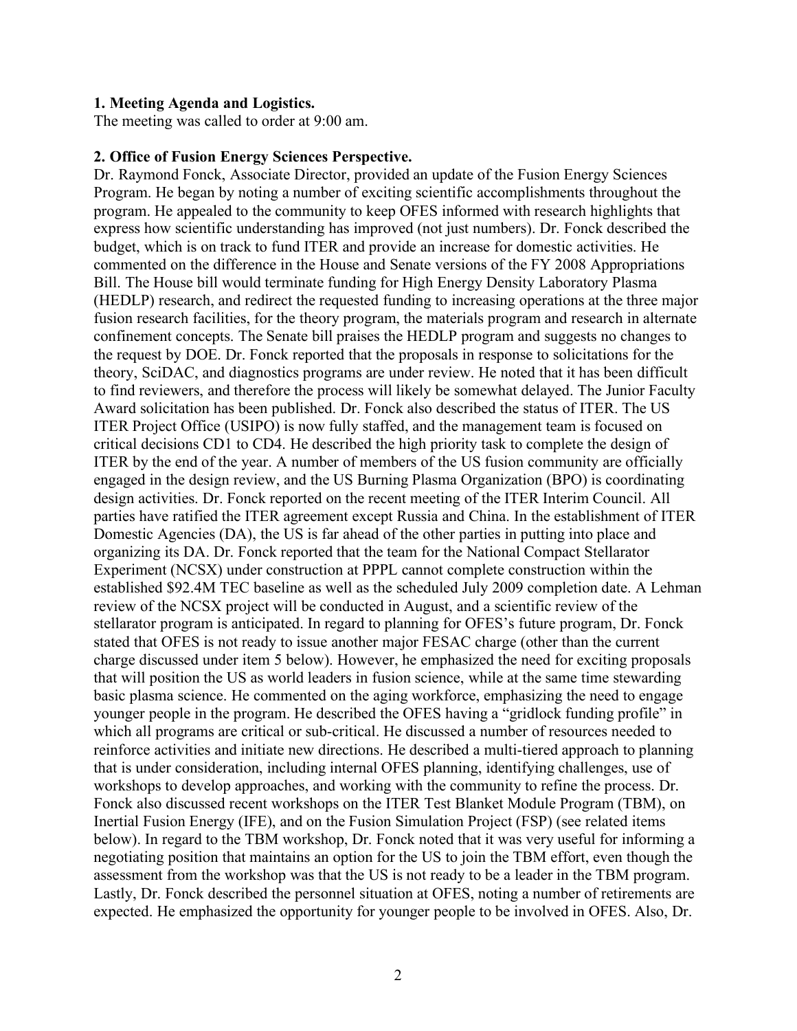**1. Meeting Agenda and Logistics.**

The meeting was called to order at 9:00 am.

**2. Office of Fusion Energy Sciences Perspective.**

Dr. Raymond Fonck, Associate Director, provided an update of the Fusion Energy Sciences Program. He began by noting a number of exciting scientific accomplishments throughout the program. He appealed to the community to keep OFES informed with research highlights that express how scientific understanding has improved (not just numbers). Dr. Fonck described the budget, which is on track to fund ITER and provide an increase for domestic activities. He commented on the difference in the House and Senate versions of the FY 2008 Appropriations Bill. The House bill would terminate funding for High Energy Density Laboratory Plasma (HEDLP) research, and redirect the requested funding to increasing operations at the three major fusion research facilities, for the theory program, the materials program and research in alternate confinement concepts. The Senate bill praises the HEDLP program and suggests no changes to the request by DOE. Dr. Fonck reported that the proposals in response to solicitations for the theory, SciDAC, and diagnostics programs are under review. He noted that it has been difficult to find reviewers, and therefore the process will likely be somewhat delayed. The Junior Faculty Award solicitation has been published. Dr. Fonck also described the status of ITER. The US ITER Project Office (USIPO) is now fully staffed, and the management team is focused on critical decisions CD1 to CD4. He described the high priority task to complete the design of ITER by the end of the year. A number of members of the US fusion community are officially engaged in the design review, and the US Burning Plasma Organization (BPO) is coordinating design activities. Dr. Fonck reported on the recent meeting of the ITER Interim Council. All parties have ratified the ITER agreement except Russia and China. In the establishment of ITER Domestic Agencies (DA), the US is far ahead of the other parties in putting into place and organizing its DA. Dr. Fonck reported that the team for the National Compact Stellarator Experiment (NCSX) under construction at PPPL cannot complete construction within the established \$92.4M TEC baseline as well as the scheduled July 2009 completion date. A Lehman review of the NCSX project will be conducted in August, and a scientific review of the stellarator program is anticipated. In regard to planning for OFES's future program, Dr. Fonck stated that OFES is not ready to issue another major FESAC charge (other than the current charge discussed under item 5 below). However, he emphasized the need for exciting proposals that will position the US as world leaders in fusion science, while at the same time stewarding basic plasma science. He commented on the aging workforce, emphasizing the need to engage younger people in the program. He described the OFES having a "gridlock funding profile" in which all programs are critical or sub-critical. He discussed a number of resources needed to reinforce activities and initiate new directions. He described a multi-tiered approach to planning that is under consideration, including internal OFES planning, identifying challenges, use of workshops to develop approaches, and working with the community to refine the process. Dr. Fonck also discussed recent workshops on the ITER Test Blanket Module Program (TBM), on Inertial Fusion Energy (IFE), and on the Fusion Simulation Project (FSP) (see related items below). In regard to the TBM workshop, Dr. Fonck noted that it was very useful for informing a negotiating position that maintains an option for the US to join the TBM effort, even though the assessment from the workshop was that the US is not ready to be a leader in the TBM program. Lastly, Dr. Fonck described the personnel situation at OFES, noting a number of retirements are expected. He emphasized the opportunity for younger people to be involved in OFES. Also, Dr.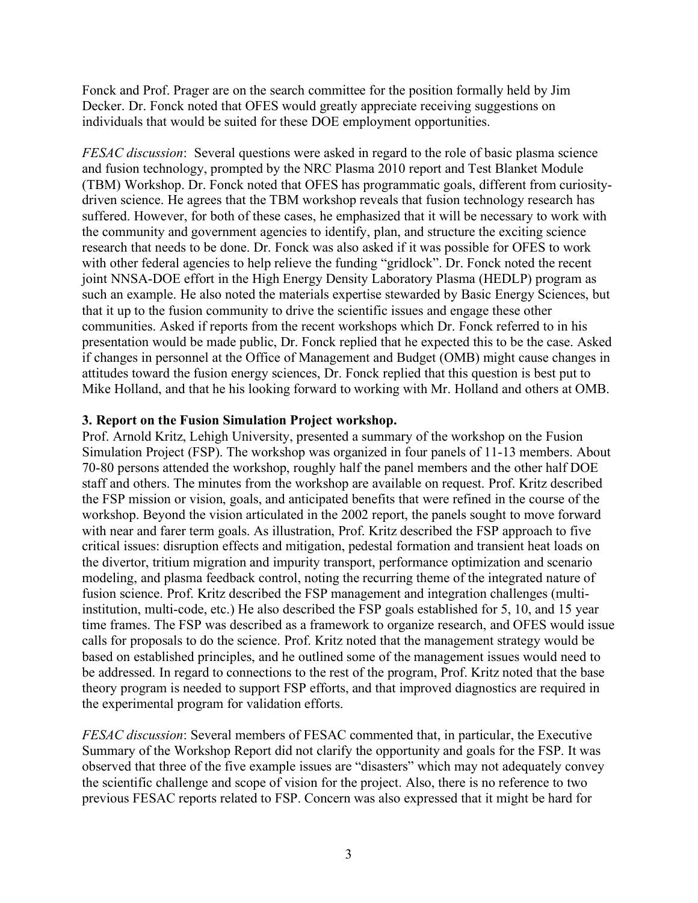Fonck and Prof. Prager are on the search committee for the position formally held by Jim Decker. Dr. Fonck noted that OFES would greatly appreciate receiving suggestions on individuals that would be suited for these DOE employment opportunities.

*FESAC discussion*: Several questions were asked in regard to the role of basic plasma science and fusion technology, prompted by the NRC Plasma 2010 report and Test Blanket Module (TBM) Workshop. Dr. Fonck noted that OFES has programmatic goals, different from curiosity-driven science. He agrees that the TBM workshop reveals that fusion technology research has suffered. However, for both of these cases, he emphasized that it will be necessary to work with the community and government agencies to identify, plan, and structure the exciting science research that needs to be done. Dr. Fonck was also asked if it was possible for OFES to work with other federal agencies to help relieve the funding "gridlock". Dr. Fonck noted the recent joint NNSA-DOE effort in the High Energy Density Laboratory Plasma (HEDLP) program as such an example. He also noted the materials expertise stewarded by Basic Energy Sciences, but that it up to the fusion community to drive the scientific issues and engage these other communities. Asked if reports from the recent workshops which Dr. Fonck referred to in his presentation would be made public, Dr. Fonck replied that he expected this to be the case. Asked if changes in personnel at the Office of Management and Budget (OMB) might cause changes in attitudes toward the fusion energy sciences, Dr. Fonck replied that this question is best put to Mike Holland, and that he his looking forward to working with Mr. Holland and others at OMB.

**3. Report on the Fusion Simulation Project workshop.**

Prof. Arnold Kritz, Lehigh University, presented a summary of the workshop on the Fusion Simulation Project (FSP). The workshop was organized in four panels of 11-13 members. About 70-80 persons attended the workshop, roughly half the panel members and the other half DOE staff and others. The minutes from the workshop are available on request. Prof. Kritz described the FSP mission or vision, goals, and anticipated benefits that were refined in the course of the workshop. Beyond the vision articulated in the 2002 report, the panels sought to move forward with near and farer term goals. As illustration, Prof. Kritz described the FSP approach to five critical issues: disruption effects and mitigation, pedestal formation and transient heat loads on the divertor, tritium migration and impurity transport, performance optimization and scenario modeling, and plasma feedback control, noting the recurring theme of the integrated nature of fusion science. Prof. Kritz described the FSP management and integration challenges (multi-institution, multi-code, etc.) He also described the FSP goals established for 5, 10, and 15 year time frames. The FSP was described as a framework to organize research, and OFES would issue calls for proposals to do the science. Prof. Kritz noted that the management strategy would be based on established principles, and he outlined some of the management issues would need to be addressed. In regard to connections to the rest of the program, Prof. Kritz noted that the base theory program is needed to support FSP efforts, and that improved diagnostics are required in the experimental program for validation efforts.

*FESAC discussion*: Several members of FESAC commented that, in particular, the Executive Summary of the Workshop Report did not clarify the opportunity and goals for the FSP. It was observed that three of the five example issues are "disasters" which may not adequately convey the scientific challenge and scope of vision for the project. Also, there is no reference to two previous FESAC reports related to FSP. Concern was also expressed that it might be hard for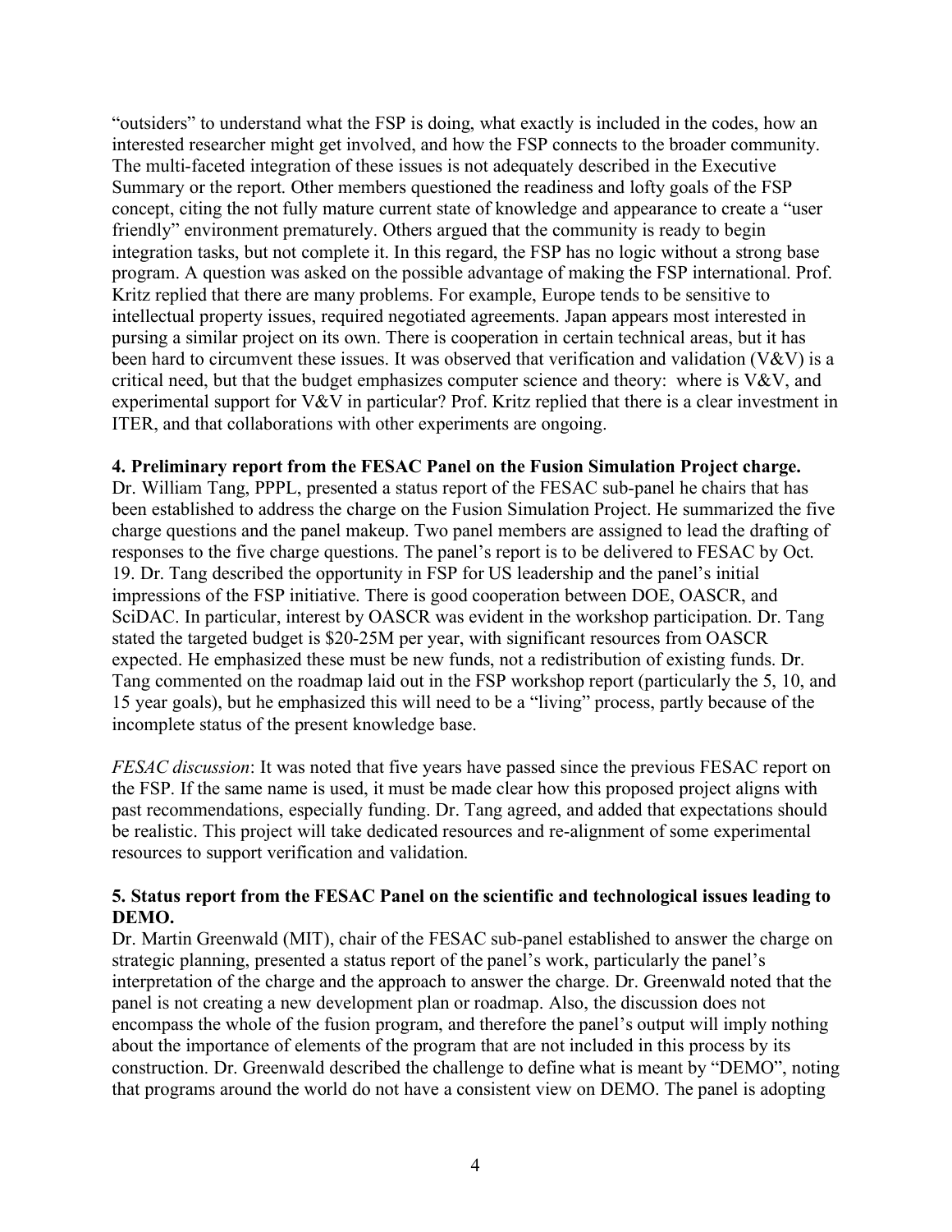"outsiders" to understand what the FSP is doing, what exactly is included in the codes, how an interested researcher might get involved, and how the FSP connects to the broader community. The multi-faceted integration of these issues is not adequately described in the Executive Summary or the report. Other members questioned the readiness and lofty goals of the FSP concept, citing the not fully mature current state of knowledge and appearance to create a "user friendly" environment prematurely. Others argued that the community is ready to begin integration tasks, but not complete it. In this regard, the FSP has no logic without a strong base program. A question was asked on the possible advantage of making the FSP international. Prof. Kritz replied that there are many problems. For example, Europe tends to be sensitive to intellectual property issues, required negotiated agreements. Japan appears most interested in pursing a similar project on its own. There is cooperation in certain technical areas, but it has been hard to circumvent these issues. It was observed that verification and validation (V&V) is a critical need, but that the budget emphasizes computer science and theory: where is V&V, and experimental support for V&V in particular? Prof. Kritz replied that there is a clear investment in ITER, and that collaborations with other experiments are ongoing.

**4. Preliminary report from the FESAC Panel on the Fusion Simulation Project charge.**
Dr. William Tang, PPPL, presented a status report of the FESAC sub-panel he chairs that has been established to address the charge on the Fusion Simulation Project. He summarized the five charge questions and the panel makeup. Two panel members are assigned to lead the drafting of responses to the five charge questions. The panel's report is to be delivered to FESAC by Oct. 19. Dr. Tang described the opportunity in FSP for US leadership and the panel's initial impressions of the FSP initiative. There is good cooperation between DOE, OASCR, and SciDAC. In particular, interest by OASCR was evident in the workshop participation. Dr. Tang stated the targeted budget is \$20-25M per year, with significant resources from OASCR expected. He emphasized these must be new funds, not a redistribution of existing funds. Dr. Tang commented on the roadmap laid out in the FSP workshop report (particularly the 5, 10, and 15 year goals), but he emphasized this will need to be a "living" process, partly because of the incomplete status of the present knowledge base.

*FESAC discussion*: It was noted that five years have passed since the previous FESAC report on the FSP. If the same name is used, it must be made clear how this proposed project aligns with past recommendations, especially funding. Dr. Tang agreed, and added that expectations should be realistic. This project will take dedicated resources and re-alignment of some experimental resources to support verification and validation.

**5. Status report from the FESAC Panel on the scientific and technological issues leading to DEMO.**
Dr. Martin Greenwald (MIT), chair of the FESAC sub-panel established to answer the charge on strategic planning, presented a status report of the panel's work, particularly the panel's interpretation of the charge and the approach to answer the charge. Dr. Greenwald noted that the panel is not creating a new development plan or roadmap. Also, the discussion does not encompass the whole of the fusion program, and therefore the panel's output will imply nothing about the importance of elements of the program that are not included in this process by its construction. Dr. Greenwald described the challenge to define what is meant by "DEMO", noting that programs around the world do not have a consistent view on DEMO. The panel is adopting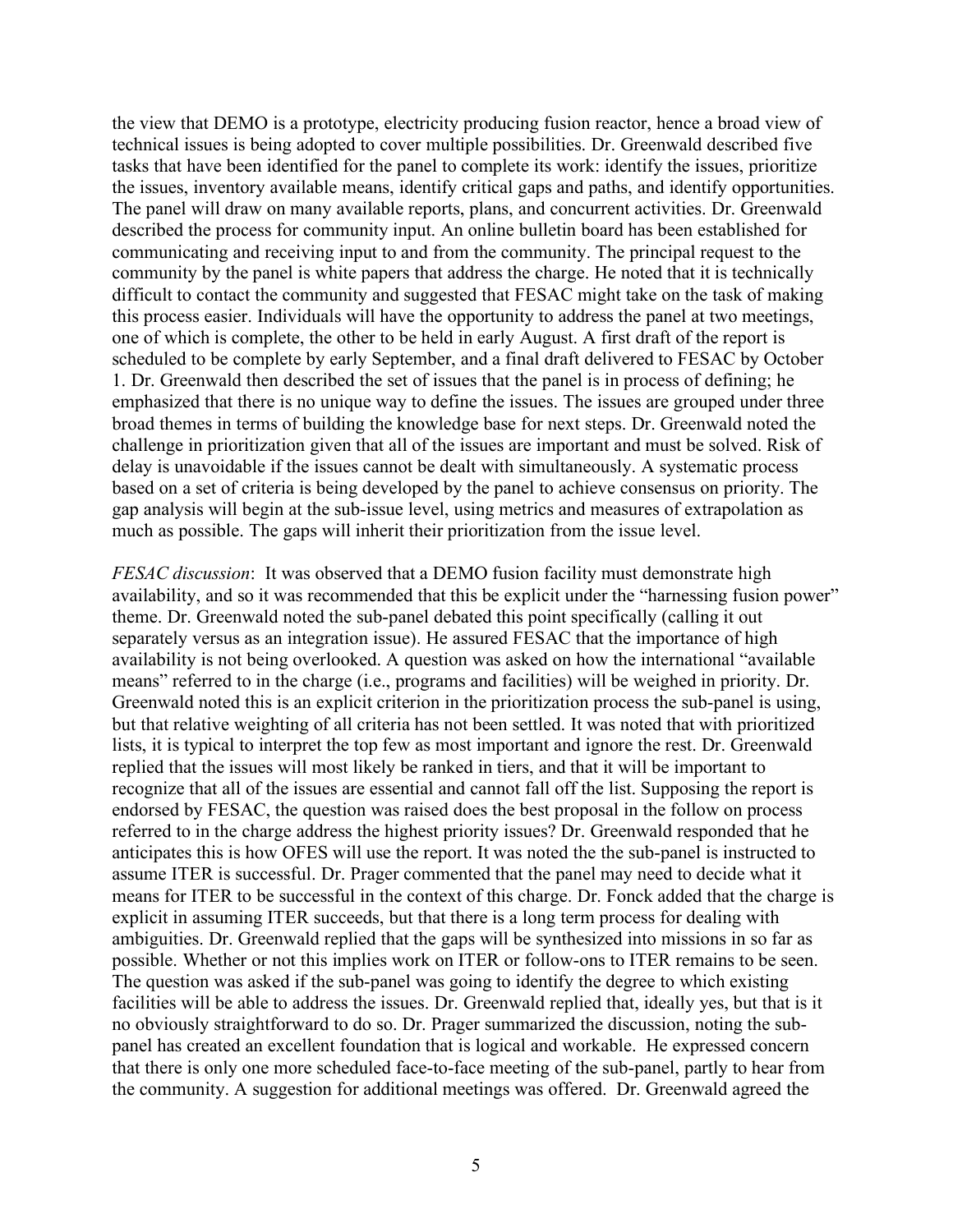the view that DEMO is a prototype, electricity producing fusion reactor, hence a broad view of technical issues is being adopted to cover multiple possibilities. Dr. Greenwald described five tasks that have been identified for the panel to complete its work: identify the issues, prioritize the issues, inventory available means, identify critical gaps and paths, and identify opportunities. The panel will draw on many available reports, plans, and concurrent activities. Dr. Greenwald described the process for community input. An online bulletin board has been established for communicating and receiving input to and from the community. The principal request to the community by the panel is white papers that address the charge. He noted that it is technically difficult to contact the community and suggested that FESAC might take on the task of making this process easier. Individuals will have the opportunity to address the panel at two meetings, one of which is complete, the other to be held in early August. A first draft of the report is scheduled to be complete by early September, and a final draft delivered to FESAC by October 1. Dr. Greenwald then described the set of issues that the panel is in process of defining; he emphasized that there is no unique way to define the issues. The issues are grouped under three broad themes in terms of building the knowledge base for next steps. Dr. Greenwald noted the challenge in prioritization given that all of the issues are important and must be solved. Risk of delay is unavoidable if the issues cannot be dealt with simultaneously. A systematic process based on a set of criteria is being developed by the panel to achieve consensus on priority. The gap analysis will begin at the sub-issue level, using metrics and measures of extrapolation as much as possible. The gaps will inherit their prioritization from the issue level.

*FESAC discussion*: It was observed that a DEMO fusion facility must demonstrate high availability, and so it was recommended that this be explicit under the "harnessing fusion power" theme. Dr. Greenwald noted the sub-panel debated this point specifically (calling it out separately versus as an integration issue). He assured FESAC that the importance of high availability is not being overlooked. A question was asked on how the international "available means" referred to in the charge (i.e., programs and facilities) will be weighed in priority. Dr. Greenwald noted this is an explicit criterion in the prioritization process the sub-panel is using, but that relative weighting of all criteria has not been settled. It was noted that with prioritized lists, it is typical to interpret the top few as most important and ignore the rest. Dr. Greenwald replied that the issues will most likely be ranked in tiers, and that it will be important to recognize that all of the issues are essential and cannot fall off the list. Supposing the report is endorsed by FESAC, the question was raised does the best proposal in the follow on process referred to in the charge address the highest priority issues? Dr. Greenwald responded that he anticipates this is how OFES will use the report. It was noted the the sub-panel is instructed to assume ITER is successful. Dr. Prager commented that the panel may need to decide what it means for ITER to be successful in the context of this charge. Dr. Fonck added that the charge is explicit in assuming ITER succeeds, but that there is a long term process for dealing with ambiguities. Dr. Greenwald replied that the gaps will be synthesized into missions in so far as possible. Whether or not this implies work on ITER or follow-ons to ITER remains to be seen. The question was asked if the sub-panel was going to identify the degree to which existing facilities will be able to address the issues. Dr. Greenwald replied that, ideally yes, but that is it no obviously straightforward to do so. Dr. Prager summarized the discussion, noting the sub-panel has created an excellent foundation that is logical and workable. He expressed concern that there is only one more scheduled face-to-face meeting of the sub-panel, partly to hear from the community. A suggestion for additional meetings was offered. Dr. Greenwald agreed the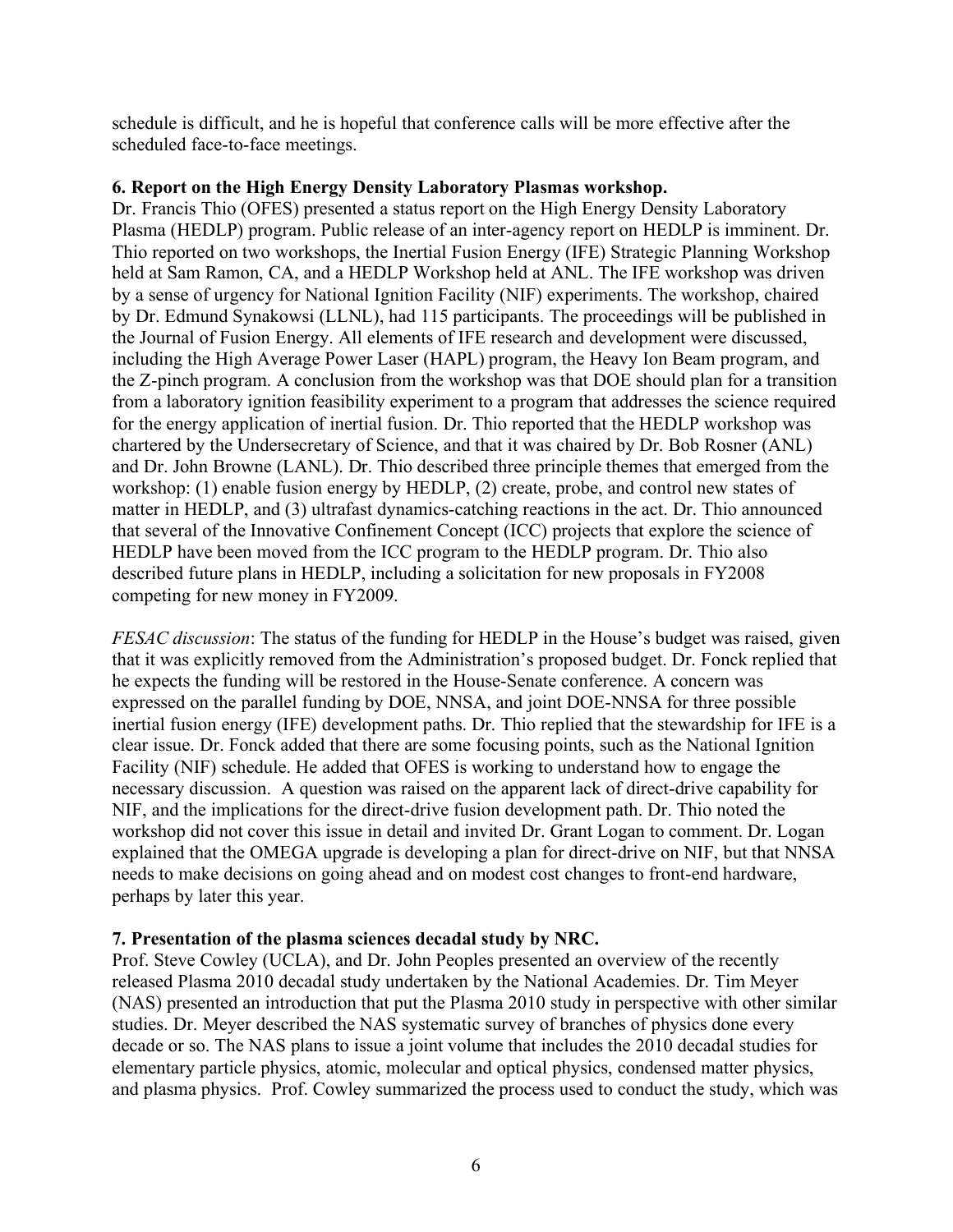schedule is difficult, and he is hopeful that conference calls will be more effective after the scheduled face-to-face meetings.

### 6. Report on the High Energy Density Laboratory Plasmas workshop.

Dr. Francis Thio (OFES) presented a status report on the High Energy Density Laboratory Plasma (HEDLP) program. Public release of an inter-agency report on HEDLP is imminent. Dr. Thio reported on two workshops, the Inertial Fusion Energy (IFE) Strategic Planning Workshop held at Sam Ramon, CA, and a HEDLP Workshop held at ANL. The IFE workshop was driven by a sense of urgency for National Ignition Facility (NIF) experiments. The workshop, chaired by Dr. Edmund Synakowsi (LLNL), had 115 participants. The proceedings will be published in the Journal of Fusion Energy. All elements of IFE research and development were discussed, including the High Average Power Laser (HAPL) program, the Heavy Ion Beam program, and the Z-pinch program. A conclusion from the workshop was that DOE should plan for a transition from a laboratory ignition feasibility experiment to a program that addresses the science required for the energy application of inertial fusion. Dr. Thio reported that the HEDLP workshop was chartered by the Undersecretary of Science, and that it was chaired by Dr. Bob Rosner (ANL) and Dr. John Browne (LANL). Dr. Thio described three principle themes that emerged from the workshop: (1) enable fusion energy by HEDLP, (2) create, probe, and control new states of matter in HEDLP, and (3) ultrafast dynamics-catching reactions in the act. Dr. Thio announced that several of the Innovative Confinement Concept (ICC) projects that explore the science of HEDLP have been moved from the ICC program to the HEDLP program. Dr. Thio also described future plans in HEDLP, including a solicitation for new proposals in FY2008 competing for new money in FY2009.

*FESAC discussion*: The status of the funding for HEDLP in the House's budget was raised, given that it was explicitly removed from the Administration's proposed budget. Dr. Fonck replied that he expects the funding will be restored in the House-Senate conference. A concern was expressed on the parallel funding by DOE, NNSA, and joint DOE-NNSA for three possible inertial fusion energy (IFE) development paths. Dr. Thio replied that the stewardship for IFE is a clear issue. Dr. Fonck added that there are some focusing points, such as the National Ignition Facility (NIF) schedule. He added that OFES is working to understand how to engage the necessary discussion. A question was raised on the apparent lack of direct-drive capability for NIF, and the implications for the direct-drive fusion development path. Dr. Thio noted the workshop did not cover this issue in detail and invited Dr. Grant Logan to comment. Dr. Logan explained that the OMEGA upgrade is developing a plan for direct-drive on NIF, but that NNSA needs to make decisions on going ahead and on modest cost changes to front-end hardware, perhaps by later this year.

### 7. Presentation of the plasma sciences decadal study by NRC.

Prof. Steve Cowley (UCLA), and Dr. John Peoples presented an overview of the recently released Plasma 2010 decadal study undertaken by the National Academies. Dr. Tim Meyer (NAS) presented an introduction that put the Plasma 2010 study in perspective with other similar studies. Dr. Meyer described the NAS systematic survey of branches of physics done every decade or so. The NAS plans to issue a joint volume that includes the 2010 decadal studies for elementary particle physics, atomic, molecular and optical physics, condensed matter physics, and plasma physics. Prof. Cowley summarized the process used to conduct the study, which was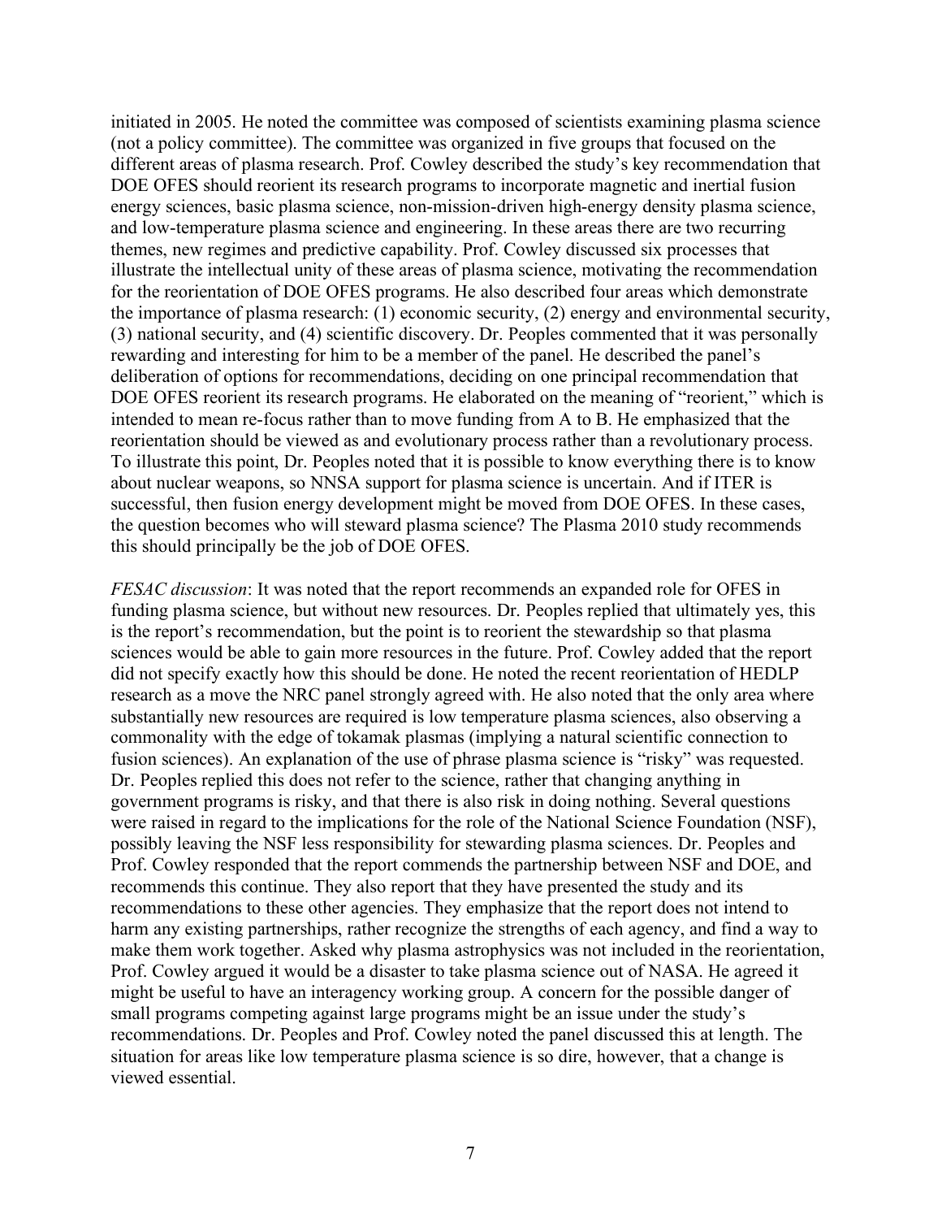initiated in 2005. He noted the committee was composed of scientists examining plasma science (not a policy committee). The committee was organized in five groups that focused on the different areas of plasma research. Prof. Cowley described the study's key recommendation that DOE OFES should reorient its research programs to incorporate magnetic and inertial fusion energy sciences, basic plasma science, non-mission-driven high-energy density plasma science, and low-temperature plasma science and engineering. In these areas there are two recurring themes, new regimes and predictive capability. Prof. Cowley discussed six processes that illustrate the intellectual unity of these areas of plasma science, motivating the recommendation for the reorientation of DOE OFES programs. He also described four areas which demonstrate the importance of plasma research: (1) economic security, (2) energy and environmental security, (3) national security, and (4) scientific discovery. Dr. Peoples commented that it was personally rewarding and interesting for him to be a member of the panel. He described the panel's deliberation of options for recommendations, deciding on one principal recommendation that DOE OFES reorient its research programs. He elaborated on the meaning of "reorient," which is intended to mean re-focus rather than to move funding from A to B. He emphasized that the reorientation should be viewed as and evolutionary process rather than a revolutionary process. To illustrate this point, Dr. Peoples noted that it is possible to know everything there is to know about nuclear weapons, so NNSA support for plasma science is uncertain. And if ITER is successful, then fusion energy development might be moved from DOE OFES. In these cases, the question becomes who will steward plasma science? The Plasma 2010 study recommends this should principally be the job of DOE OFES.

*FESAC discussion*: It was noted that the report recommends an expanded role for OFES in funding plasma science, but without new resources. Dr. Peoples replied that ultimately yes, this is the report's recommendation, but the point is to reorient the stewardship so that plasma sciences would be able to gain more resources in the future. Prof. Cowley added that the report did not specify exactly how this should be done. He noted the recent reorientation of HEDLP research as a move the NRC panel strongly agreed with. He also noted that the only area where substantially new resources are required is low temperature plasma sciences, also observing a commonality with the edge of tokamak plasmas (implying a natural scientific connection to fusion sciences). An explanation of the use of phrase plasma science is "risky" was requested. Dr. Peoples replied this does not refer to the science, rather that changing anything in government programs is risky, and that there is also risk in doing nothing. Several questions were raised in regard to the implications for the role of the National Science Foundation (NSF), possibly leaving the NSF less responsibility for stewarding plasma sciences. Dr. Peoples and Prof. Cowley responded that the report commends the partnership between NSF and DOE, and recommends this continue. They also report that they have presented the study and its recommendations to these other agencies. They emphasize that the report does not intend to harm any existing partnerships, rather recognize the strengths of each agency, and find a way to make them work together. Asked why plasma astrophysics was not included in the reorientation, Prof. Cowley argued it would be a disaster to take plasma science out of NASA. He agreed it might be useful to have an interagency working group. A concern for the possible danger of small programs competing against large programs might be an issue under the study's recommendations. Dr. Peoples and Prof. Cowley noted the panel discussed this at length. The situation for areas like low temperature plasma science is so dire, however, that a change is viewed essential.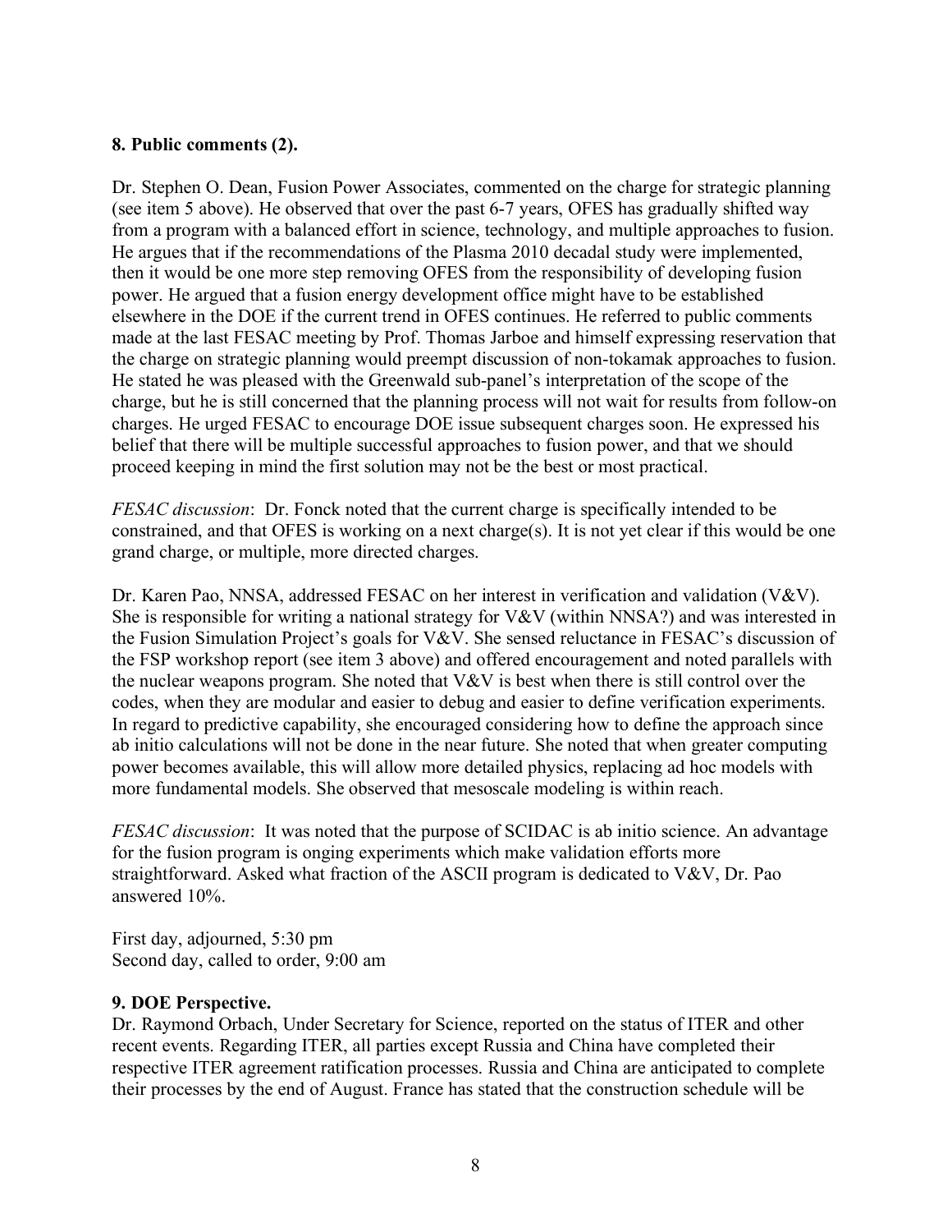**8. Public comments (2).**

Dr. Stephen O. Dean, Fusion Power Associates, commented on the charge for strategic planning (see item 5 above). He observed that over the past 6-7 years, OFES has gradually shifted way from a program with a balanced effort in science, technology, and multiple approaches to fusion. He argues that if the recommendations of the Plasma 2010 decadal study were implemented, then it would be one more step removing OFES from the responsibility of developing fusion power. He argued that a fusion energy development office might have to be established elsewhere in the DOE if the current trend in OFES continues. He referred to public comments made at the last FESAC meeting by Prof. Thomas Jarboe and himself expressing reservation that the charge on strategic planning would preempt discussion of non-tokamak approaches to fusion. He stated he was pleased with the Greenwald sub-panel's interpretation of the scope of the charge, but he is still concerned that the planning process will not wait for results from follow-on charges. He urged FESAC to encourage DOE issue subsequent charges soon. He expressed his belief that there will be multiple successful approaches to fusion power, and that we should proceed keeping in mind the first solution may not be the best or most practical.

*FESAC discussion*: Dr. Fonck noted that the current charge is specifically intended to be constrained, and that OFES is working on a next charge(s). It is not yet clear if this would be one grand charge, or multiple, more directed charges.

Dr. Karen Pao, NNSA, addressed FESAC on her interest in verification and validation (V&V). She is responsible for writing a national strategy for V&V (within NNSA?) and was interested in the Fusion Simulation Project's goals for V&V. She sensed reluctance in FESAC's discussion of the FSP workshop report (see item 3 above) and offered encouragement and noted parallels with the nuclear weapons program. She noted that V&V is best when there is still control over the codes, when they are modular and easier to debug and easier to define verification experiments. In regard to predictive capability, she encouraged considering how to define the approach since ab initio calculations will not be done in the near future. She noted that when greater computing power becomes available, this will allow more detailed physics, replacing ad hoc models with more fundamental models. She observed that mesoscale modeling is within reach.

*FESAC discussion*: It was noted that the purpose of SCIDAC is ab initio science. An advantage for the fusion program is ongoing experiments which make validation efforts more straightforward. Asked what fraction of the ASCII program is dedicated to V&V, Dr. Pao answered 10%.

First day, adjourned, 5:30 pm
Second day, called to order, 9:00 am

**9. DOE Perspective.**

Dr. Raymond Orbach, Under Secretary for Science, reported on the status of ITER and other recent events. Regarding ITER, all parties except Russia and China have completed their respective ITER agreement ratification processes. Russia and China are anticipated to complete their processes by the end of August. France has stated that the construction schedule will be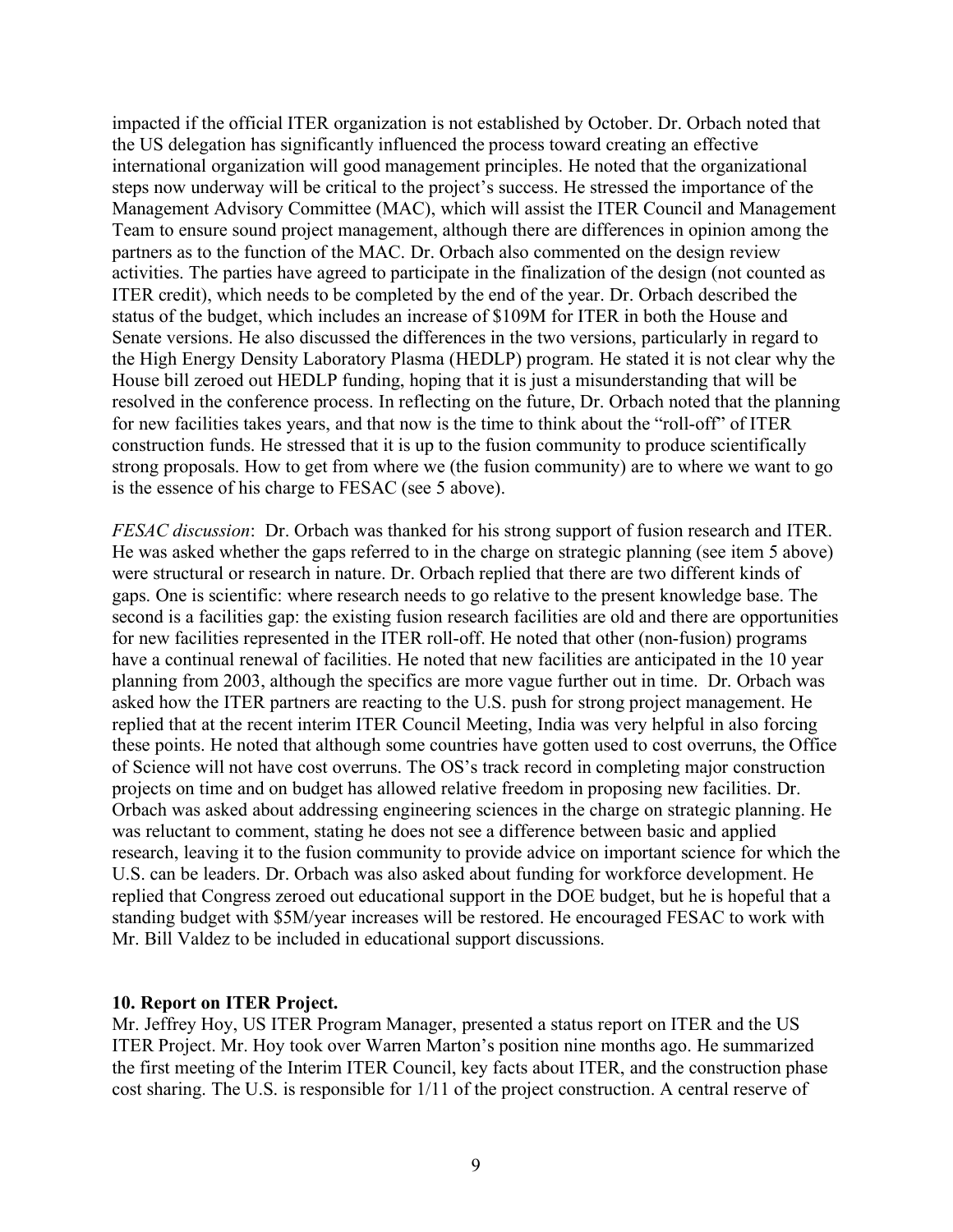impacted if the official ITER organization is not established by October. Dr. Orbach noted that the US delegation has significantly influenced the process toward creating an effective international organization will good management principles. He noted that the organizational steps now underway will be critical to the project's success. He stressed the importance of the Management Advisory Committee (MAC), which will assist the ITER Council and Management Team to ensure sound project management, although there are differences in opinion among the partners as to the function of the MAC. Dr. Orbach also commented on the design review activities. The parties have agreed to participate in the finalization of the design (not counted as ITER credit), which needs to be completed by the end of the year. Dr. Orbach described the status of the budget, which includes an increase of $109M for ITER in both the House and Senate versions. He also discussed the differences in the two versions, particularly in regard to the High Energy Density Laboratory Plasma (HEDLP) program. He stated it is not clear why the House bill zeroed out HEDLP funding, hoping that it is just a misunderstanding that will be resolved in the conference process. In reflecting on the future, Dr. Orbach noted that the planning for new facilities takes years, and that now is the time to think about the "roll-off" of ITER construction funds. He stressed that it is up to the fusion community to produce scientifically strong proposals. How to get from where we (the fusion community) are to where we want to go is the essence of his charge to FESAC (see 5 above).

*FESAC discussion*: Dr. Orbach was thanked for his strong support of fusion research and ITER. He was asked whether the gaps referred to in the charge on strategic planning (see item 5 above) were structural or research in nature. Dr. Orbach replied that there are two different kinds of gaps. One is scientific: where research needs to go relative to the present knowledge base. The second is a facilities gap: the existing fusion research facilities are old and there are opportunities for new facilities represented in the ITER roll-off. He noted that other (non-fusion) programs have a continual renewal of facilities. He noted that new facilities are anticipated in the 10 year planning from 2003, although the specifics are more vague further out in time. Dr. Orbach was asked how the ITER partners are reacting to the U.S. push for strong project management. He replied that at the recent interim ITER Council Meeting, India was very helpful in also forcing these points. He noted that although some countries have gotten used to cost overruns, the Office of Science will not have cost overruns. The OS's track record in completing major construction projects on time and on budget has allowed relative freedom in proposing new facilities. Dr. Orbach was asked about addressing engineering sciences in the charge on strategic planning. He was reluctant to comment, stating he does not see a difference between basic and applied research, leaving it to the fusion community to provide advice on important science for which the U.S. can be leaders. Dr. Orbach was also asked about funding for workforce development. He replied that Congress zeroed out educational support in the DOE budget, but he is hopeful that a standing budget with $5M/year increases will be restored. He encouraged FESAC to work with Mr. Bill Valdez to be included in educational support discussions.

**10. Report on ITER Project.**

Mr. Jeffrey Hoy, US ITER Program Manager, presented a status report on ITER and the US ITER Project. Mr. Hoy took over Warren Marton's position nine months ago. He summarized the first meeting of the Interim ITER Council, key facts about ITER, and the construction phase cost sharing. The U.S. is responsible for 1/11 of the project construction. A central reserve of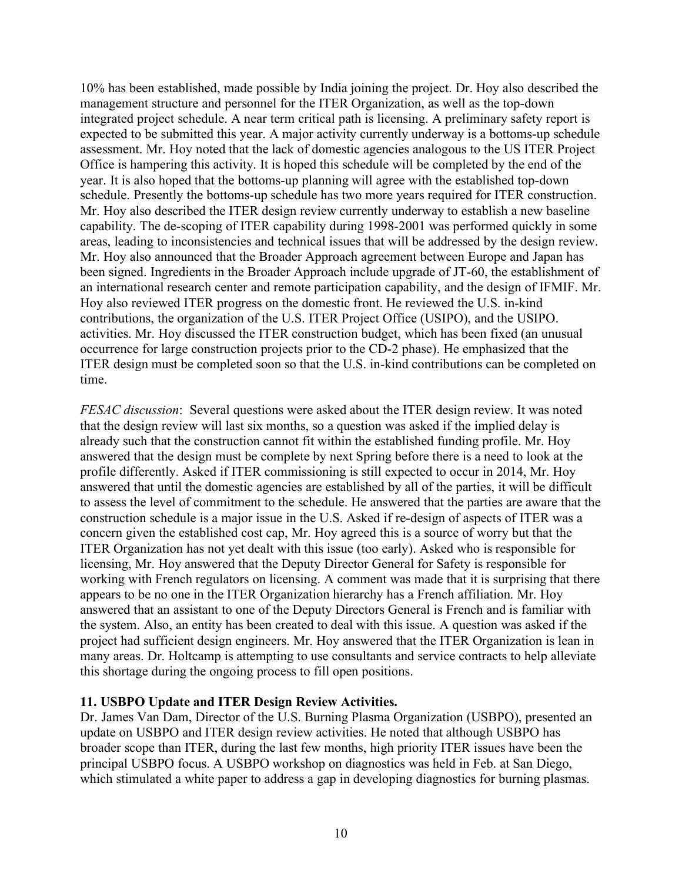10% has been established, made possible by India joining the project. Dr. Hoy also described the management structure and personnel for the ITER Organization, as well as the top-down integrated project schedule. A near term critical path is licensing. A preliminary safety report is expected to be submitted this year. A major activity currently underway is a bottoms-up schedule assessment. Mr. Hoy noted that the lack of domestic agencies analogous to the US ITER Project Office is hampering this activity. It is hoped this schedule will be completed by the end of the year. It is also hoped that the bottoms-up planning will agree with the established top-down schedule. Presently the bottoms-up schedule has two more years required for ITER construction. Mr. Hoy also described the ITER design review currently underway to establish a new baseline capability. The de-scoping of ITER capability during 1998-2001 was performed quickly in some areas, leading to inconsistencies and technical issues that will be addressed by the design review. Mr. Hoy also announced that the Broader Approach agreement between Europe and Japan has been signed. Ingredients in the Broader Approach include upgrade of JT-60, the establishment of an international research center and remote participation capability, and the design of IFMIF. Mr. Hoy also reviewed ITER progress on the domestic front. He reviewed the U.S. in-kind contributions, the organization of the U.S. ITER Project Office (USIPO), and the USIPO. activities. Mr. Hoy discussed the ITER construction budget, which has been fixed (an unusual occurrence for large construction projects prior to the CD-2 phase). He emphasized that the ITER design must be completed soon so that the U.S. in-kind contributions can be completed on time.

*FESAC discussion*: Several questions were asked about the ITER design review. It was noted that the design review will last six months, so a question was asked if the implied delay is already such that the construction cannot fit within the established funding profile. Mr. Hoy answered that the design must be complete by next Spring before there is a need to look at the profile differently. Asked if ITER commissioning is still expected to occur in 2014, Mr. Hoy answered that until the domestic agencies are established by all of the parties, it will be difficult to assess the level of commitment to the schedule. He answered that the parties are aware that the construction schedule is a major issue in the U.S. Asked if re-design of aspects of ITER was a concern given the established cost cap, Mr. Hoy agreed this is a source of worry but that the ITER Organization has not yet dealt with this issue (too early). Asked who is responsible for licensing, Mr. Hoy answered that the Deputy Director General for Safety is responsible for working with French regulators on licensing. A comment was made that it is surprising that there appears to be no one in the ITER Organization hierarchy has a French affiliation. Mr. Hoy answered that an assistant to one of the Deputy Directors General is French and is familiar with the system. Also, an entity has been created to deal with this issue. A question was asked if the project had sufficient design engineers. Mr. Hoy answered that the ITER Organization is lean in many areas. Dr. Holtcamp is attempting to use consultants and service contracts to help alleviate this shortage during the ongoing process to fill open positions.

**11. USBPO Update and ITER Design Review Activities.**

Dr. James Van Dam, Director of the U.S. Burning Plasma Organization (USBPO), presented an update on USBPO and ITER design review activities. He noted that although USBPO has broader scope than ITER, during the last few months, high priority ITER issues have been the principal USBPO focus. A USBPO workshop on diagnostics was held in Feb. at San Diego, which stimulated a white paper to address a gap in developing diagnostics for burning plasmas.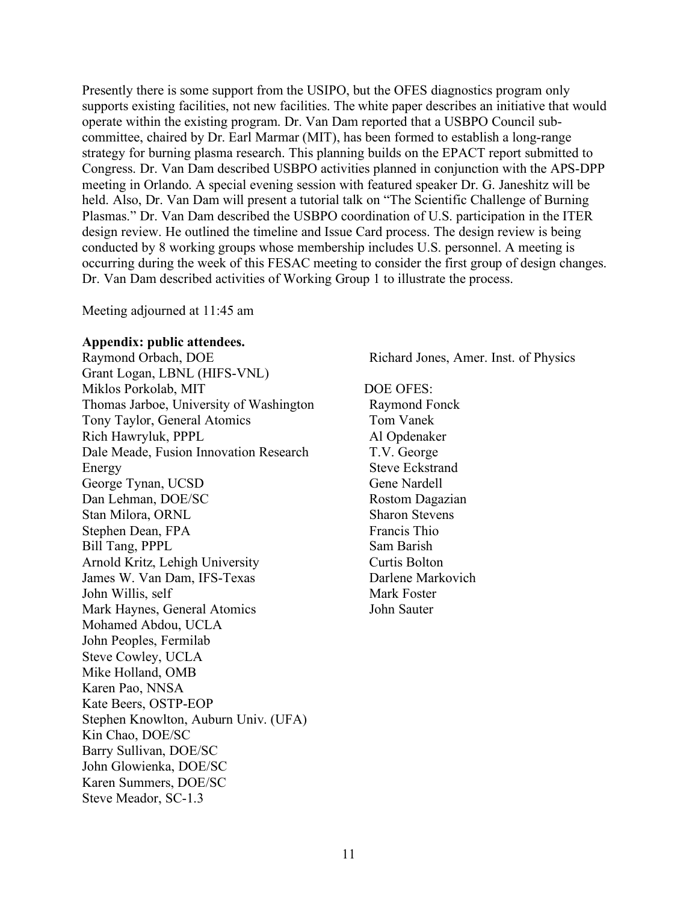Presently there is some support from the USIPO, but the OFES diagnostics program only supports existing facilities, not new facilities. The white paper describes an initiative that would operate within the existing program. Dr. Van Dam reported that a USBPO Council sub-committee, chaired by Dr. Earl Marmar (MIT), has been formed to establish a long-range strategy for burning plasma research. This planning builds on the EPACT report submitted to Congress. Dr. Van Dam described USBPO activities planned in conjunction with the APS-DPP meeting in Orlando. A special evening session with featured speaker Dr. G. Janeshitz will be held. Also, Dr. Van Dam will present a tutorial talk on "The Scientific Challenge of Burning Plasmas." Dr. Van Dam described the USBPO coordination of U.S. participation in the ITER design review. He outlined the timeline and Issue Card process. The design review is being conducted by 8 working groups whose membership includes U.S. personnel. A meeting is occurring during the week of this FESAC meeting to consider the first group of design changes. Dr. Van Dam described activities of Working Group 1 to illustrate the process.

Meeting adjourned at 11:45 am

**Appendix: public attendees.**

Raymond Orbach, DOE
Grant Logan, LBNL (HIFS-VNL)
Miklos Porkolab, MIT
Thomas Jarboe, University of Washington
Tony Taylor, General Atomics
Rich Hawryluk, PPPL
Dale Meade, Fusion Innovation Research Energy
George Tynan, UCSD
Dan Lehman, DOE/SC
Stan Milora, ORNL
Stephen Dean, FPA
Bill Tang, PPPL
Arnold Kritz, Lehigh University
James W. Van Dam, IFS-Texas
John Willis, self
Mark Haynes, General Atomics
Mohamed Abdou, UCLA
John Peoples, Fermilab
Steve Cowley, UCLA
Mike Holland, OMB
Karen Pao, NNSA
Kate Beers, OSTP-EOP
Stephen Knowlton, Auburn Univ. (UFA)
Kin Chao, DOE/SC
Barry Sullivan, DOE/SC
John Glowienka, DOE/SC
Karen Summers, DOE/SC
Steve Meador, SC-1.3

Richard Jones, Amer. Inst. of Physics

DOE OFES:
Raymond Fonck
Tom Vanek
Al Opdenaker
T.V. George
Steve Eckstrand
Gene Nardell
Rostom Dagazian
Sharon Stevens
Francis Thio
Sam Barish
Curtis Bolton
Darlene Markovich
Mark Foster
John Sauter